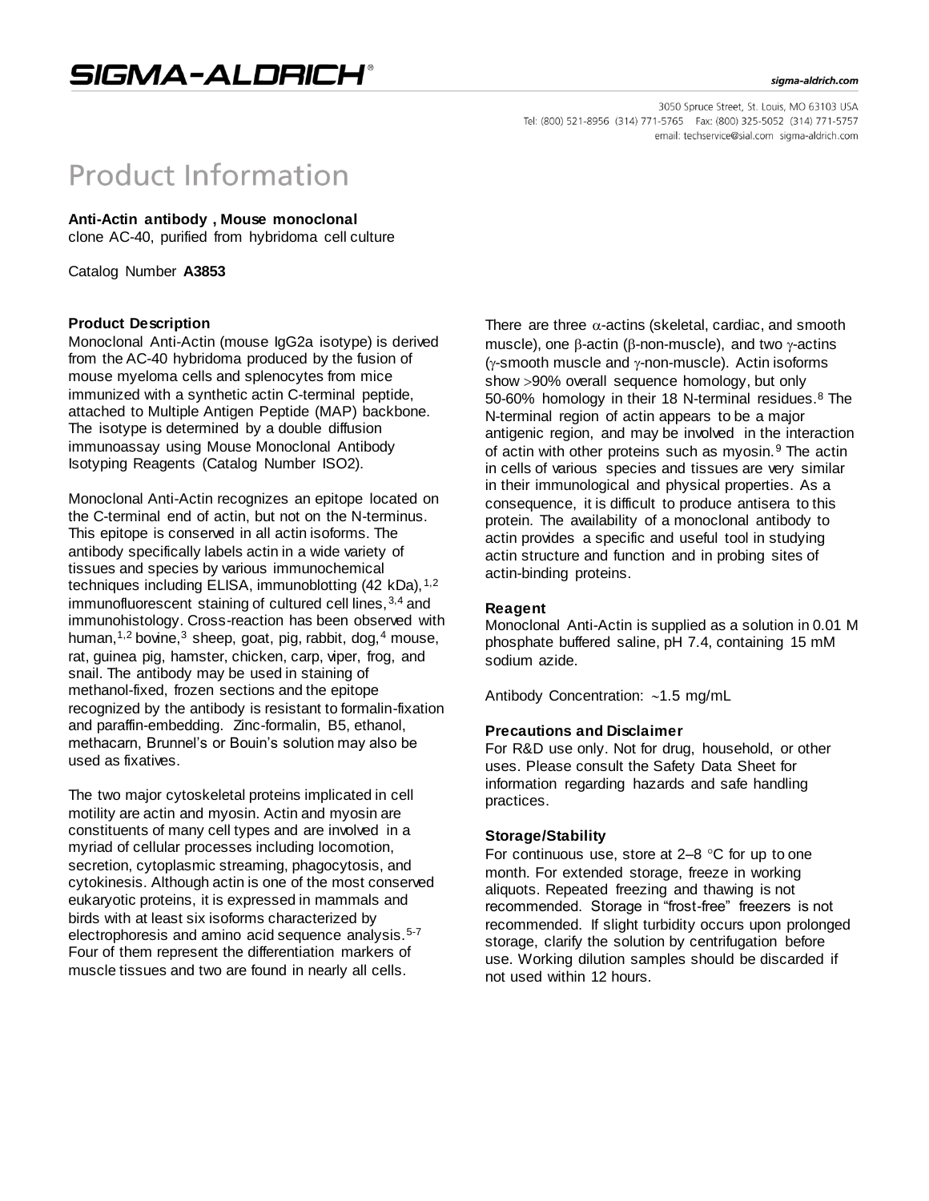# SIGMA-ALDRICH®

sigma-aldrich.com

3050 Spruce Street, St. Louis, MO 63103 USA
Tel: (800) 521-8956 (314) 771-5765 Fax: (800) 325-5052 (314) 771-5757
email: techservice@sial.com sigma-aldrich.com

# Product Information

**Anti-Actin antibody , Mouse monoclonal**
clone AC-40, purified from hybridoma cell culture

Catalog Number **A3853**

### Product Description

Monoclonal Anti-Actin (mouse IgG2a isotype) is derived from the AC-40 hybridoma produced by the fusion of mouse myeloma cells and splenocytes from mice immunized with a synthetic actin C-terminal peptide, attached to Multiple Antigen Peptide (MAP) backbone. The isotype is determined by a double diffusion immunoassay using Mouse Monoclonal Antibody Isotyping Reagents (Catalog Number ISO2).

Monoclonal Anti-Actin recognizes an epitope located on the C-terminal end of actin, but not on the N-terminus. This epitope is conserved in all actin isoforms. The antibody specifically labels actin in a wide variety of tissues and species by various immunochemical techniques including ELISA, immunoblotting (42 kDa),[1,2] immunofluorescent staining of cultured cell lines,[3,4] and immunohistology. Cross-reaction has been observed with human,[1,2] bovine,[3] sheep, goat, pig, rabbit, dog,[4] mouse, rat, guinea pig, hamster, chicken, carp, viper, frog, and snail. The antibody may be used in staining of methanol-fixed, frozen sections and the epitope recognized by the antibody is resistant to formalin-fixation and paraffin-embedding. Zinc-formalin, B5, ethanol, methacarn, Brunnel's or Bouin's solution may also be used as fixatives.

The two major cytoskeletal proteins implicated in cell motility are actin and myosin. Actin and myosin are constituents of many cell types and are involved in a myriad of cellular processes including locomotion, secretion, cytoplasmic streaming, phagocytosis, and cytokinesis. Although actin is one of the most conserved eukaryotic proteins, it is expressed in mammals and birds with at least six isoforms characterized by electrophoresis and amino acid sequence analysis.[5-7] Four of them represent the differentiation markers of muscle tissues and two are found in nearly all cells.

There are three $\alpha$-actins (skeletal, cardiac, and smooth muscle), one $\beta$-actin ($\beta$-non-muscle), and two $\gamma$-actins ($\gamma$-smooth muscle and $\gamma$-non-muscle). Actin isoforms show >90% overall sequence homology, but only 50-60% homology in their 18 N-terminal residues.[8] The N-terminal region of actin appears to be a major antigenic region, and may be involved in the interaction of actin with other proteins such as myosin.[9] The actin in cells of various species and tissues are very similar in their immunological and physical properties. As a consequence, it is difficult to produce antisera to this protein. The availability of a monoclonal antibody to actin provides a specific and useful tool in studying actin structure and function and in probing sites of actin-binding proteins.

### Reagent

Monoclonal Anti-Actin is supplied as a solution in 0.01 M phosphate buffered saline, pH 7.4, containing 15 mM sodium azide.

Antibody Concentration: ~1.5 mg/mL

### Precautions and Disclaimer

For R&D use only. Not for drug, household, or other uses. Please consult the Safety Data Sheet for information regarding hazards and safe handling practices.

### Storage/Stability

For continuous use, store at 2–8 °C for up to one month. For extended storage, freeze in working aliquots. Repeated freezing and thawing is not recommended. Storage in "frost-free" freezers is not recommended. If slight turbidity occurs upon prolonged storage, clarify the solution by centrifugation before use. Working dilution samples should be discarded if not used within 12 hours.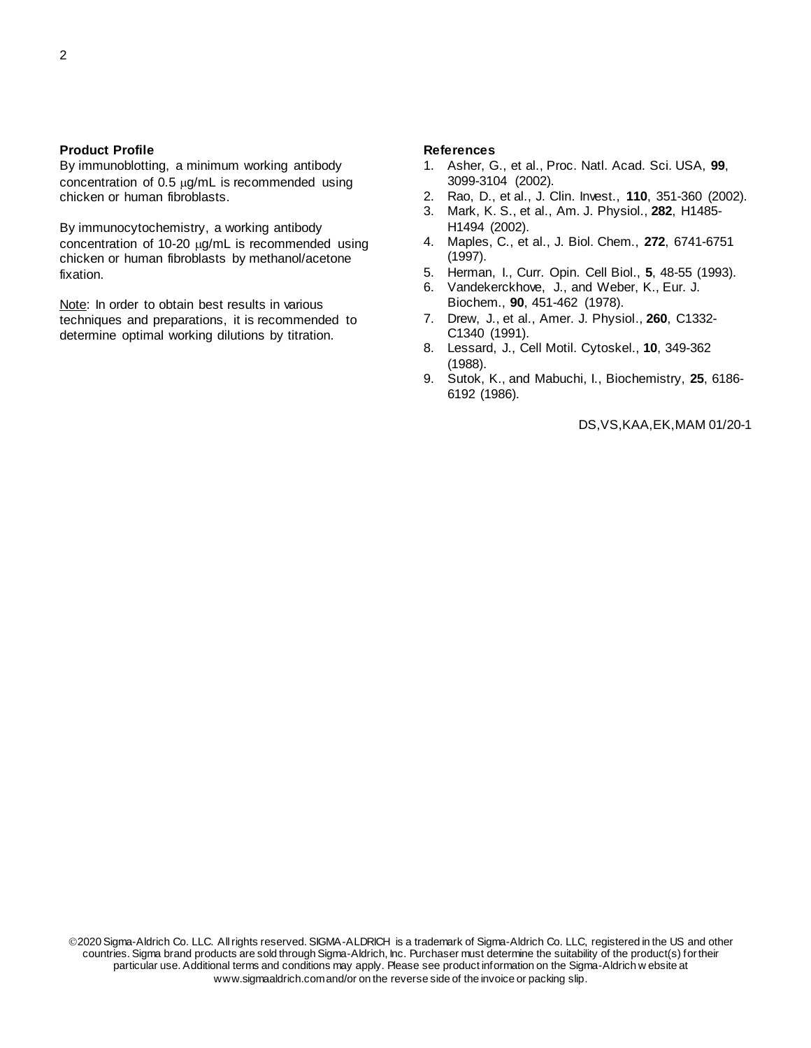**Product Profile**

By immunoblotting, a minimum working antibody concentration of 0.5 μg/mL is recommended using chicken or human fibroblasts.

By immunocytochemistry, a working antibody concentration of 10-20 μg/mL is recommended using chicken or human fibroblasts by methanol/acetone fixation.

<u>Note</u>: In order to obtain best results in various techniques and preparations, it is recommended to determine optimal working dilutions by titration.

**References**

1. Asher, G., et al., Proc. Natl. Acad. Sci. USA, **99**, 3099-3104 (2002).
2. Rao, D., et al., J. Clin. Invest., **110**, 351-360 (2002).
3. Mark, K. S., et al., Am. J. Physiol., **282**, H1485-H1494 (2002).
4. Maples, C., et al., J. Biol. Chem., **272**, 6741-6751 (1997).
5. Herman, I., Curr. Opin. Cell Biol., **5**, 48-55 (1993).
6. Vandekerckhove, J., and Weber, K., Eur. J. Biochem., **90**, 451-462 (1978).
7. Drew, J., et al., Amer. J. Physiol., **260**, C1332-C1340 (1991).
8. Lessard, J., Cell Motil. Cytoskel., **10**, 349-362 (1988).
9. Sutok, K., and Mabuchi, I., Biochemistry, **25**, 6186-6192 (1986).

DS,VS,KAA,EK,MAM 01/20-1

©2020 Sigma-Aldrich Co. LLC. All rights reserved. SIGMA-ALDRICH is a trademark of Sigma-Aldrich Co. LLC, registered in the US and other countries. Sigma brand products are sold through Sigma-Aldrich, Inc. Purchaser must determine the suitability of the product(s) for their particular use. Additional terms and conditions may apply. Please see product information on the Sigma-Aldrich website at www.sigmaaldrich.com and/or on the reverse side of the invoice or packing slip.